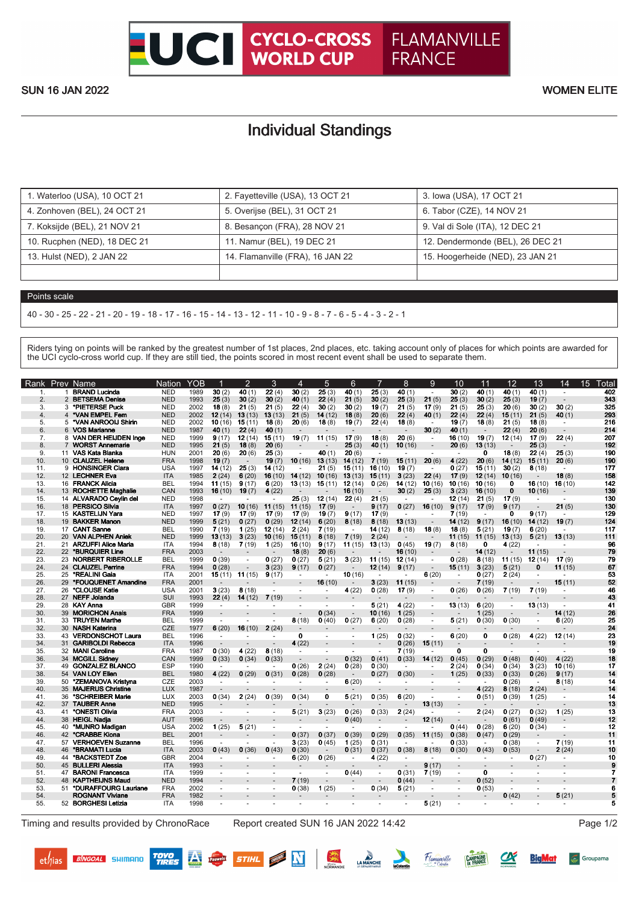# UCI CYCLO-CROSS WORLD CUP — FLAMANVILLE FRANCE

SUN 16 JAN 2022 — WOMEN ELITE

## Individual Standings

| | | |
|---|---|---|
| 1. Waterloo (USA), 10 OCT 21 | 2. Fayetteville (USA), 13 OCT 21 | 3. Iowa (USA), 17 OCT 21 |
| 4. Zonhoven (BEL), 24 OCT 21 | 5. Overijse (BEL), 31 OCT 21 | 6. Tabor (CZE), 14 NOV 21 |
| 7. Koksijde (BEL), 21 NOV 21 | 8. Besançon (FRA), 28 NOV 21 | 9. Val di Sole (ITA), 12 DEC 21 |
| 10. Rucphen (NED), 18 DEC 21 | 11. Namur (BEL), 19 DEC 21 | 12. Dendermonde (BEL), 26 DEC 21 |
| 13. Hulst (NED), 2 JAN 22 | 14. Flamanville (FRA), 16 JAN 22 | 15. Hoogerheide (NED), 23 JAN 21 |

**Points scale**

40 - 30 - 25 - 22 - 21 - 20 - 19 - 18 - 17 - 16 - 15 - 14 - 13 - 12 - 11 - 10 - 9 - 8 - 7 - 6 - 5 - 4 - 3 - 2 - 1

Riders tying on points will be ranked by the greatest number of 1st places, 2nd places, etc. taking account only of places for which points are awarded for the UCI cyclo-cross world cup. If they are still tied, the points scored in most recent event shall be used to separate them.

| Rank | Prev | Name | Nation | YOB | 1 | 2 | 3 | 4 | 5 | 6 | 7 | 8 | 9 | 10 | 11 | 12 | 13 | 14 | 15 | Total |
|---|---|---|---|---|---|---|---|---|---|---|---|---|---|---|---|---|---|---|---|---|
| 1. | 1 | BRAND Lucinda | NED | 1989 | 30 (2) | 40 (1) | 22 (4) | 30 (2) | 25 (3) | 40 (1) | 25 (3) | 40 (1) | - | 30 (2) | 40 (1) | 40 (1) | 40 (1) | - | | 402 |
| 2. | 2 | BETSEMA Denise | NED | 1993 | 25 (3) | 30 (2) | 30 (2) | 40 (1) | 22 (4) | 21 (5) | 30 (2) | 25 (3) | 21 (5) | 25 (3) | 30 (2) | 25 (3) | 19 (7) | - | | 343 |
| 3. | 3 | *PIETERSE Puck | NED | 2002 | 18 (8) | 21 (5) | 21 (5) | 22 (4) | 30 (2) | 30 (2) | 19 (7) | 21 (5) | 17 (9) | 21 (5) | 25 (3) | 20 (6) | 30 (2) | 30 (2) | | 325 |
| 4. | 4 | *VAN EMPEL Fem | NED | 2002 | 12 (14) | 13 (13) | 13 (13) | 21 (5) | 14 (12) | 18 (8) | 20 (6) | 22 (4) | 40 (1) | 22 (4) | 22 (4) | 15 (11) | 21 (5) | 40 (1) | | 293 |
| 5. | 5 | *VAN ANROOIJ Shirin | NED | 2002 | 10 (16) | 15 (11) | 18 (8) | 20 (6) | 18 (8) | 19 (7) | 22 (4) | 18 (8) | - | 19 (7) | 18 (8) | 21 (5) | 18 (8) | - | | 216 |
| 6. | 6 | VOS Marianne | NED | 1987 | 40 (1) | 22 (4) | 40 (1) | - | - | - | - | - | 30 (2) | 40 (1) | - | 22 (4) | 20 (6) | - | | 214 |
| 7. | 8 | VAN DER HEIJDEN Inge | NED | 1999 | 9 (17) | 12 (14) | 15 (11) | 19 (7) | 11 (15) | 17 (9) | 18 (8) | 20 (6) | - | 16 (10) | 19 (7) | 12 (14) | 17 (9) | 22 (4) | | 207 |
| 8. | 7 | WORST Annemarie | NED | 1995 | 21 (5) | 18 (8) | 20 (6) | - | - | 25 (3) | 40 (1) | 10 (16) | - | 20 (6) | 13 (13) | - | 25 (3) | - | | 192 |
| 9. | 11 | VAS Kata Blanka | HUN | 2001 | 20 (6) | 20 (6) | 25 (3) | - | 40 (1) | 20 (6) | - | - | - | - | 0 | 18 (8) | 22 (4) | 25 (3) | | 190 |
| 10. | 10 | CLAUZEL Helene | FRA | 1998 | 19 (7) | - | 19 (7) | 10 (16) | 13 (13) | 14 (12) | 7 (19) | 15 (11) | 20 (6) | 4 (22) | 20 (6) | 14 (12) | 15 (11) | 20 (6) | | 190 |
| 11. | 9 | HONSINGER Clara | USA | 1997 | 14 (12) | 25 (3) | 14 (12) | - | 21 (5) | 15 (11) | 16 (10) | 19 (7) | - | 0 (27) | 15 (11) | 30 (2) | 8 (18) | - | | 177 |
| 12. | 12 | LECHNER Eva | ITA | 1985 | 2 (24) | 6 (20) | 16 (10) | 14 (12) | 10 (16) | 13 (13) | 15 (11) | 3 (23) | 22 (4) | 17 (9) | 12 (14) | 10 (16) | - | 18 (8) | | 158 |
| 13. | 16 | FRANCK Alicia | BEL | 1994 | 11 (15) | 9 (17) | 6 (20) | 13 (13) | 15 (11) | 12 (14) | 0 (26) | 14 (12) | 10 (16) | 10 (16) | 10 (16) | 0 | 16 (10) | 16 (10) | | 142 |
| 14. | 13 | ROCHETTE Maghalie | CAN | 1993 | 16 (10) | 19 (7) | 4 (22) | - | - | 16 (10) | - | 30 (2) | 25 (3) | 3 (23) | 16 (10) | 0 | 10 (16) | - | | 139 |
| 15. | 14 | ALVARADO Ceylin del | NED | 1998 | - | - | - | 25 (3) | 12 (14) | 22 (4) | 21 (5) | - | - | 12 (14) | 21 (5) | 17 (9) | - | - | | 130 |
| 16. | 18 | PERSICO Silvia | ITA | 1997 | 0 (27) | 10 (16) | 11 (15) | 11 (15) | 17 (9) | - | 9 (17) | 0 (27) | 16 (10) | 9 (17) | 17 (9) | 9 (17) | - | 21 (5) | | 130 |
| 17. | 15 | KASTELIJN Yara | NED | 1997 | 17 (9) | 17 (9) | 17 (9) | 17 (9) | 19 (7) | 9 (17) | 17 (9) | - | - | 7 (19) | - | 0 | 9 (17) | - | | 129 |
| 18. | 19 | BAKKER Manon | NED | 1999 | 5 (21) | 0 (27) | 0 (29) | 12 (14) | 6 (20) | 8 (18) | 8 (18) | 13 (13) | - | 14 (12) | 9 (17) | 16 (10) | 14 (12) | 19 (7) | | 124 |
| 19. | 17 | CANT Sanne | BEL | 1990 | 7 (19) | 1 (25) | 12 (14) | 2 (24) | 7 (19) | - | 14 (12) | 8 (18) | 18 (8) | 18 (8) | 5 (21) | 19 (7) | 6 (20) | - | | 117 |
| 20. | 20 | VAN ALPHEN Aniek | NED | 1999 | 13 (13) | 3 (23) | 10 (16) | 15 (11) | 8 (18) | 7 (19) | 2 (24) | - | - | 11 (15) | 11 (15) | 13 (13) | 5 (21) | 13 (13) | | 111 |
| 21. | 21 | ARZUFFI Alice Maria | ITA | 1994 | 8 (18) | 7 (19) | 1 (25) | 16 (10) | 9 (17) | 11 (15) | 13 (13) | 0 (45) | 19 (7) | 8 (18) | 0 | 4 (22) | - | - | | 96 |
| 22. | 22 | *BURQUIER Line | FRA | 2003 | - | - | - | 18 (8) | 20 (6) | - | - | 16 (10) | - | - | 14 (12) | - | 11 (15) | - | | 79 |
| 23. | 23 | NORBERT RIBEROLLE | BEL | 1999 | 0 (39) | - | 0 (27) | 0 (27) | 5 (21) | 3 (23) | 11 (15) | 12 (14) | - | 0 (28) | 8 (18) | 11 (15) | 12 (14) | 17 (9) | | 79 |
| 24. | 24 | CLAUZEL Perrine | FRA | 1994 | 0 (28) | - | 3 (23) | 9 (17) | 0 (27) | - | 12 (14) | 9 (17) | - | 15 (11) | 3 (23) | 5 (21) | 0 | 11 (15) | | 67 |
| 25. | 25 | *REALINI Gaia | ITA | 2001 | 15 (11) | 11 (15) | 9 (17) | - | - | 10 (16) | - | - | 6 (20) | - | 0 (27) | 2 (24) | - | - | | 53 |
| 26. | 29 | *FOUQUENET Amandine | FRA | 2001 | - | - | - | - | 16 (10) | - | 3 (23) | 11 (15) | - | - | 7 (19) | - | - | 15 (11) | | 52 |
| 27. | 26 | *CLOUSE Katie | USA | 2001 | 3 (23) | 8 (18) | - | - | - | 4 (22) | 0 (28) | 17 (9) | - | 0 (26) | 0 (26) | 7 (19) | 7 (19) | - | | 46 |
| 28. | 27 | NEFF Jolanda | SUI | 1993 | 22 (4) | 14 (12) | 7 (19) | - | - | - | - | - | - | - | - | - | - | - | | 43 |
| 29. | 28 | KAY Anna | GBR | 1999 | - | - | - | - | - | - | 5 (21) | 4 (22) | - | 13 (13) | 6 (20) | - | 13 (13) | - | | 41 |
| 30. | 39 | MORICHON Anais | FRA | 1999 | - | - | - | - | 0 (34) | - | 10 (16) | 1 (25) | - | - | 1 (25) | - | - | 14 (12) | | 26 |
| 31. | 33 | TRUYEN Marthe | BEL | 1999 | - | - | - | 8 (18) | 0 (40) | 0 (27) | 6 (20) | 0 (28) | - | 5 (21) | 0 (30) | 0 (30) | - | 6 (20) | | 25 |
| 32. | 30 | NASH Katerina | CZE | 1977 | 6 (20) | 16 (10) | 2 (24) | - | - | - | - | - | - | - | - | - | - | - | | 24 |
| 33. | 43 | VERDONSCHOT Laura | BEL | 1996 | - | - | - | 0 | - | - | 1 (25) | 0 (32) | - | 6 (20) | 0 | 0 (28) | 4 (22) | 12 (14) | | 23 |
| 34. | 31 | GARIBOLDI Rebecca | ITA | 1996 | - | - | - | 4 (22) | - | - | - | 0 (26) | 15 (11) | - | - | - | - | - | | 19 |
| 35. | 32 | MANI Caroline | FRA | 1987 | 0 (30) | 4 (22) | 8 (18) | - | - | - | - | 7 (19) | - | 0 | 0 | - | - | - | | 19 |
| 36. | 34 | MCGILL Sidney | CAN | 1999 | 0 (33) | 0 (34) | 0 (33) | - | - | 0 (32) | 0 (41) | 0 (33) | 14 (12) | 0 (45) | 0 (29) | 0 (48) | 0 (40) | 4 (22) | | 18 |
| 37. | 49 | GONZALEZ BLANCO | ESP | 1990 | - | - | - | 0 (26) | 2 (24) | 0 (28) | 0 (30) | - | - | 2 (24) | 0 (34) | 0 (34) | 3 (23) | 10 (16) | | 17 |
| 38. | 54 | VAN LOY Ellen | BEL | 1980 | 4 (22) | 0 (29) | 0 (31) | 0 (28) | 0 (28) | - | 0 (27) | 0 (30) | - | 1 (25) | 0 (33) | 0 (33) | 0 (26) | 9 (17) | | 14 |
| 39. | 50 | *ZEMANOVA Kristyna | CZE | 2003 | - | - | - | - | - | 6 (20) | - | - | - | - | - | 0 (26) | - | 8 (18) | | 14 |
| 40. | 35 | MAJERUS Christine | LUX | 1987 | - | - | - | - | - | - | - | - | - | - | 4 (22) | 8 (18) | 2 (24) | - | | 14 |
| 41. | 36 | *SCHREIBER Marie | LUX | 2003 | 0 (34) | 2 (24) | 0 (39) | 0 (34) | 0 | 5 (21) | 0 (35) | 6 (20) | - | - | 0 (51) | 0 (39) | 1 (25) | - | | 14 |
| 42. | 37 | TAUBER Anne | NED | 1995 | - | - | - | - | - | - | - | - | 13 (13) | - | - | - | - | - | | 13 |
| 43. | 41 | *ONESTI Olivia | FRA | 2003 | - | - | - | 5 (21) | 3 (23) | 0 (26) | 0 (33) | 2 (24) | - | - | 2 (24) | 0 (27) | 0 (32) | 1 (25) | | 13 |
| 44. | 38 | HEIGL Nadja | AUT | 1996 | - | - | - | - | - | 0 (40) | - | - | 12 (14) | - | - | 0 (61) | 0 (49) | - | | 12 |
| 45. | 40 | *MUNRO Madigan | USA | 2002 | 1 (25) | 5 (21) | - | - | - | - | - | - | - | 0 (44) | 0 (28) | 6 (20) | 0 (34) | - | | 12 |
| 46. | 42 | *CRABBE Kiona | BEL | 2001 | - | - | - | 0 (37) | 0 (37) | 0 (39) | 0 (29) | 0 (35) | 11 (15) | 0 (38) | 0 (47) | 0 (29) | - | - | | 11 |
| 47. | 57 | VERHOEVEN Suzanne | BEL | 1996 | - | - | - | 3 (23) | 0 (45) | 1 (25) | 0 (31) | - | - | 0 (33) | - | 0 (38) | - | 7 (19) | | 11 |
| 48. | 46 | *BRAMATI Lucia | ITA | 2003 | 0 (43) | 0 (36) | 0 (43) | 0 (30) | - | 0 (31) | 0 (37) | 0 (38) | 8 (18) | 0 (30) | 0 (43) | 0 (53) | - | 2 (24) | | 10 |
| 49. | 44 | *BACKSTEDT Zoe | GBR | 2004 | - | - | - | 6 (20) | 0 (26) | - | 4 (22) | - | - | - | - | - | 0 (27) | - | | 10 |
| 50. | 45 | BULLERI Alessia | ITA | 1993 | - | - | - | - | - | - | - | - | 9 (17) | - | - | - | - | - | | 9 |
| 51. | 47 | BARONI Francesca | ITA | 1999 | - | - | - | - | - | 0 (44) | - | 0 (31) | 7 (19) | - | 0 | - | - | - | | 7 |
| 52. | 48 | KAPTHEIJNS Maud | NED | 1994 | - | - | - | 7 (19) | - | - | - | 0 (44) | - | - | 0 (52) | - | - | - | | 7 |
| 53. | 51 | *DURAFFOURG Lauriane | FRA | 2002 | - | - | - | 0 (38) | 1 (25) | - | 0 (34) | 5 (21) | - | - | 0 (53) | - | - | - | | 6 |
| 54. | | ROGNANT Viviane | FRA | 1982 | - | - | - | - | - | - | - | - | - | - | - | 0 (42) | - | 5 (21) | | 5 |
| 55. | 52 | BORGHESI Letizia | ITA | 1998 | - | - | - | - | - | - | - | - | 5 (21) | - | - | - | - | - | | 5 |

Timing and results provided by ChronoRace — Report created SUN 16 JAN 2022 14:42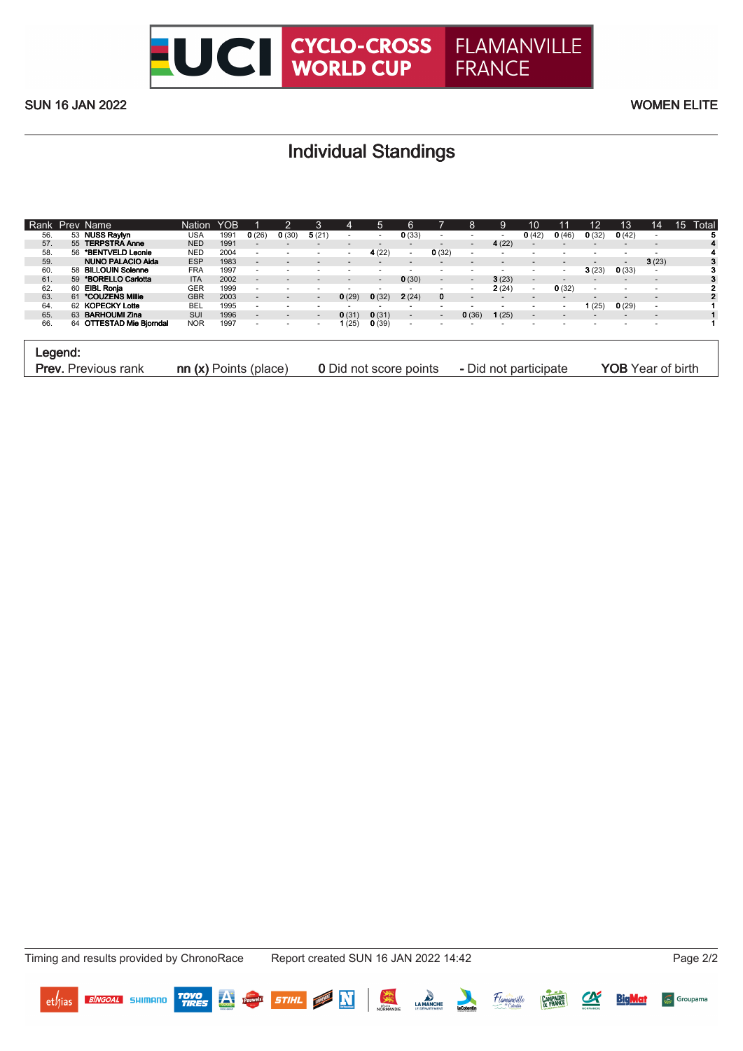SUN 16 JAN 2022 — WOMEN ELITE

# Individual Standings

| Rank | Prev | Name | Nation | YOB | 1 | 2 | 3 | 4 | 5 | 6 | 7 | 8 | 9 | 10 | 11 | 12 | 13 | 14 | 15 | Total |
|---|---|---|---|---|---|---|---|---|---|---|---|---|---|---|---|---|---|---|---|---|
| 56. | 53 | **NUSS Raylyn** | USA | 1991 | **0** (26) | **0** (30) | **5** (21) | - | - | **0** (33) | - | - | - | **0** (42) | **0** (46) | **0** (32) | **0** (42) | - | | **5** |
| 57. | 55 | **TERPSTRA Anne** | NED | 1991 | - | - | - | - | - | - | - | - | **4** (22) | - | - | - | - | - | | **4** |
| 58. | 56 | ***BENTVELD Leonie** | NED | 2004 | - | - | - | - | **4** (22) | - | **0** (32) | - | - | - | - | - | - | - | | **4** |
| 59. | | **NUNO PALACIO Aida** | ESP | 1983 | - | - | - | - | - | - | - | - | - | - | - | - | - | **3** (23) | | **3** |
| 60. | 58 | **BILLOUIN Solenne** | FRA | 1997 | - | - | - | - | - | - | - | - | - | - | - | **3** (23) | **0** (33) | - | | **3** |
| 61. | 59 | ***BORELLO Carlotta** | ITA | 2002 | - | - | - | - | - | **0** (30) | - | - | **3** (23) | - | - | - | - | - | | **3** |
| 62. | 60 | **EIBL Ronja** | GER | 1999 | - | - | - | - | - | - | - | - | **2** (24) | - | **0** (32) | - | - | - | | **2** |
| 63. | 61 | ***COUZENS Millie** | GBR | 2003 | - | - | - | **0** (29) | **0** (32) | **2** (24) | **0** | - | - | - | - | - | - | - | | **2** |
| 64. | 62 | **KOPECKY Lotte** | BEL | 1995 | - | - | - | - | - | - | - | - | - | - | - | **1** (25) | **0** (29) | - | | **1** |
| 65. | 63 | **BARHOUMI Zina** | SUI | 1996 | - | - | - | **0** (31) | **0** (31) | - | - | **0** (36) | **1** (25) | - | - | - | - | - | | **1** |
| 66. | 64 | **OTTESTAD Mie Bjorndal** | NOR | 1997 | - | - | - | **1** (25) | **0** (39) | - | - | - | - | - | - | - | - | - | | **1** |

**Legend:**
**Prev.** Previous rank — **nn (x)** Points (place) — **0** Did not score points — **-** Did not participate — **YOB** Year of birth

Timing and results provided by ChronoRace — Report created SUN 16 JAN 2022 14:42